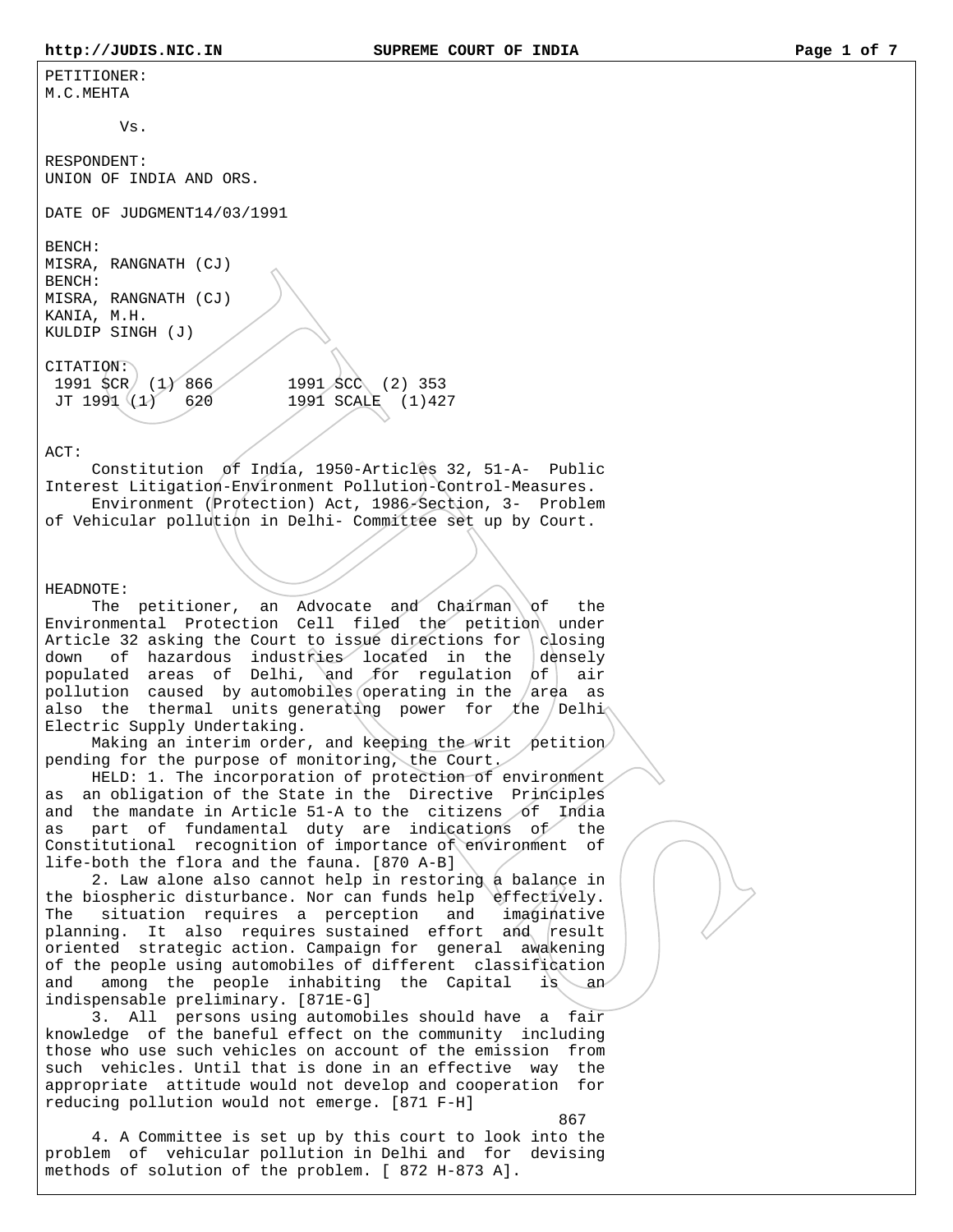PETITIONER:
M.C.MEHTA

Vs.

RESPONDENT:
UNION OF INDIA AND ORS.

DATE OF JUDGMENT14/03/1991

BENCH:
MISRA, RANGNATH (CJ)
BENCH:
MISRA, RANGNATH (CJ)
KANIA, M.H.
KULDIP SINGH (J)

CITATION:
1991 SCR (1) 866 1991 SCC (2) 353
JT 1991 (1) 620 1991 SCALE (1)427

ACT:

Constitution of India, 1950-Articles 32, 51-A- Public Interest Litigation-Environment Pollution-Control-Measures.

Environment (Protection) Act, 1986-Section, 3- Problem of Vehicular pollution in Delhi- Committee set up by Court.

HEADNOTE:

The petitioner, an Advocate and Chairman of the Environmental Protection Cell filed the petition under Article 32 asking the Court to issue directions for closing down of hazardous industries located in the densely populated areas of Delhi, and for regulation of air pollution caused by automobiles operating in the area as also the thermal units generating power for the Delhi Electric Supply Undertaking.

Making an interim order, and keeping the writ petition pending for the purpose of monitoring, the Court.

HELD: 1. The incorporation of protection of environment as an obligation of the State in the Directive Principles and the mandate in Article 51-A to the citizens of India as part of fundamental duty are indications of the Constitutional recognition of importance of environment of life-both the flora and the fauna. [870 A-B]

2. Law alone also cannot help in restoring a balance in the biospheric disturbance. Nor can funds help effectively. The situation requires a perception and imaginative planning. It also requires sustained effort and result oriented strategic action. Campaign for general awakening of the people using automobiles of different classification and among the people inhabiting the Capital is an indispensable preliminary. [871E-G]

3. All persons using automobiles should have a fair knowledge of the baneful effect on the community including those who use such vehicles on account of the emission from such vehicles. Until that is done in an effective way the appropriate attitude would not develop and cooperation for reducing pollution would not emerge. [871 F-H]

867

4. A Committee is set up by this court to look into the problem of vehicular pollution in Delhi and for devising methods of solution of the problem. [ 872 H-873 A].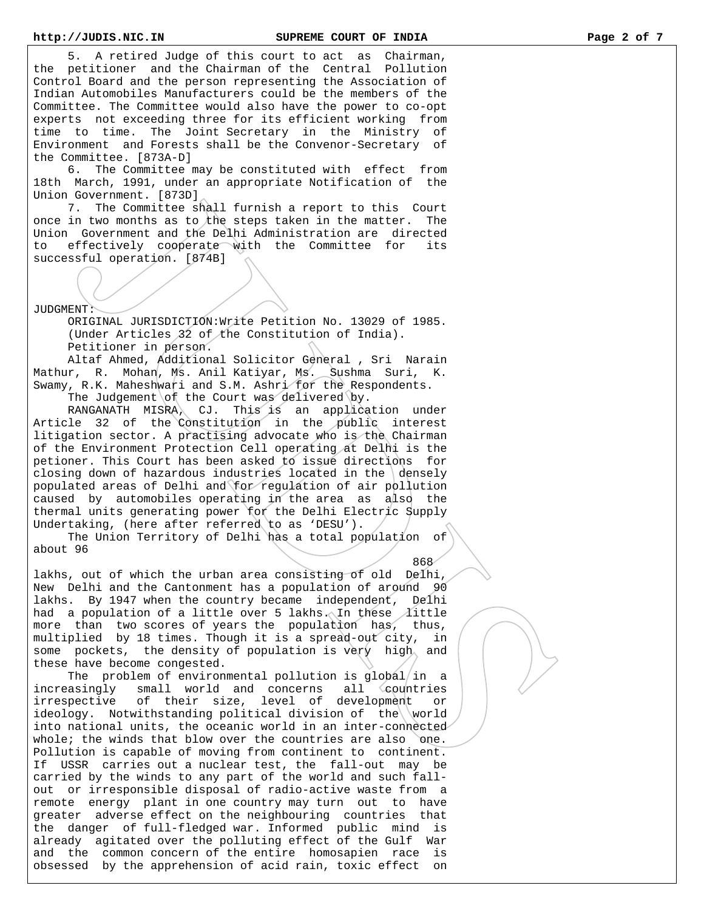5. A retired Judge of this court to act as Chairman, the petitioner and the Chairman of the Central Pollution Control Board and the person representing the Association of Indian Automobiles Manufacturers could be the members of the Committee. The Committee would also have the power to co-opt experts not exceeding three for its efficient working from time to time. The Joint Secretary in the Ministry of Environment and Forests shall be the Convenor-Secretary of the Committee. [873A-D]

6. The Committee may be constituted with effect from 18th March, 1991, under an appropriate Notification of the Union Government. [873D]

7. The Committee shall furnish a report to this Court once in two months as to the steps taken in the matter. The Union Government and the Delhi Administration are directed to effectively cooperate with the Committee for its successful operation. [874B]

JUDGMENT:

ORIGINAL JURISDICTION:Write Petition No. 13029 of 1985.

(Under Articles 32 of the Constitution of India).

Petitioner in person.

Altaf Ahmed, Additional Solicitor General , Sri Narain Mathur, R. Mohan, Ms. Anil Katiyar, Ms. Sushma Suri, K. Swamy, R.K. Maheshwari and S.M. Ashri for the Respondents.

The Judgement of the Court was delivered by.

RANGANATH MISRA, CJ. This is an application under Article 32 of the Constitution in the public interest litigation sector. A practising advocate who is the Chairman of the Environment Protection Cell operating at Delhi is the petioner. This Court has been asked to issue directions for closing down of hazardous industries located in the densely populated areas of Delhi and for regulation of air pollution caused by automobiles operating in the area as also the thermal units generating power for the Delhi Electric Supply Undertaking, (here after referred to as 'DESU').

The Union Territory of Delhi has a total population of about 96

868

lakhs, out of which the urban area consisting of old Delhi, New Delhi and the Cantonment has a population of around 90 lakhs. By 1947 when the country became independent, Delhi had a population of a little over 5 lakhs. In these little more than two scores of years the population has, thus, multiplied by 18 times. Though it is a spread-out city, in some pockets, the density of population is very high and these have become congested.

The problem of environmental pollution is global in a increasingly small world and concerns all countries irrespective of their size, level of development or ideology. Notwithstanding political division of the world into national units, the oceanic world in an inter-connected whole; the winds that blow over the countries are also one. Pollution is capable of moving from continent to continent. If USSR carries out a nuclear test, the fall-out may be carried by the winds to any part of the world and such fall-out or irresponsible disposal of radio-active waste from a remote energy plant in one country may turn out to have greater adverse effect on the neighbouring countries that the danger of full-fledged war. Informed public mind is already agitated over the polluting effect of the Gulf War and the common concern of the entire homosapien race is obsessed by the apprehension of acid rain, toxic effect on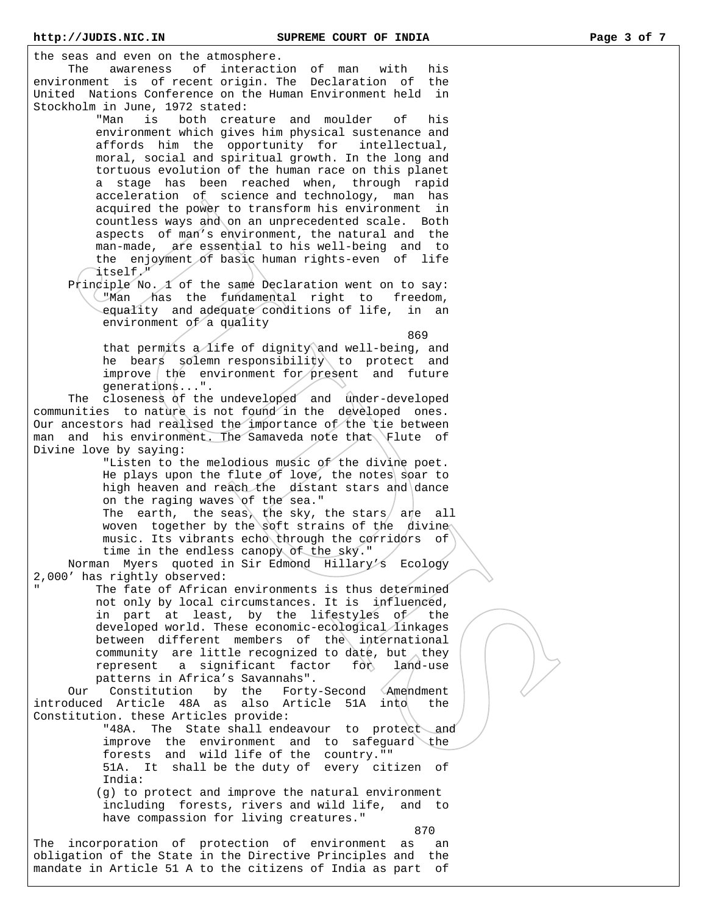the seas and even on the atmosphere.

The awareness of interaction of man with his environment is of recent origin. The Declaration of the United Nations Conference on the Human Environment held in Stockholm in June, 1972 stated:

> "Man is both creature and moulder of his environment which gives him physical sustenance and affords him the opportunity for intellectual, moral, social and spiritual growth. In the long and tortuous evolution of the human race on this planet a stage has been reached when, through rapid acceleration of science and technology, man has acquired the power to transform his environment in countless ways and on an unprecedented scale. Both aspects of man's environment, the natural and the man-made, are essential to his well-being and to the enjoyment of basic human rights-even of life itself."

Principle No. 1 of the same Declaration went on to say:

> "Man has the fundamental right to freedom, equality and adequate conditions of life, in an environment of a quality
>
> 869
>
> that permits a life of dignity and well-being, and he bears solemn responsibility to protect and improve the environment for present and future generations...".

The closeness of the undeveloped and under-developed communities to nature is not found in the developed ones. Our ancestors had realised the importance of the tie between man and his environment. The Samaveda note that Flute of Divine love by saying:

> "Listen to the melodious music of the divine poet. He plays upon the flute of love, the notes soar to high heaven and reach the distant stars and dance on the raging waves of the sea."
>
> The earth, the seas, the sky, the stars are all woven together by the soft strains of the divine music. Its vibrants echo through the corridors of time in the endless canopy of the sky."

Norman Myers quoted in Sir Edmond Hillary's Ecology 2,000' has rightly observed:

> " The fate of African environments is thus determined not only by local circumstances. It is influenced, in part at least, by the lifestyles of the developed world. These economic-ecological linkages between different members of the international community are little recognized to date, but they represent a significant factor for land-use patterns in Africa's Savannahs".

Our Constitution by the Forty-Second Amendment introduced Article 48A as also Article 51A into the Constitution. these Articles provide:

> "48A. The State shall endeavour to protect and improve the environment and to safeguard the forests and wild life of the country.""
>
> 51A. It shall be the duty of every citizen of India:
>
> (g) to protect and improve the natural environment including forests, rivers and wild life, and to have compassion for living creatures."
>
> 870

The incorporation of protection of environment as an obligation of the State in the Directive Principles and the mandate in Article 51 A to the citizens of India as part of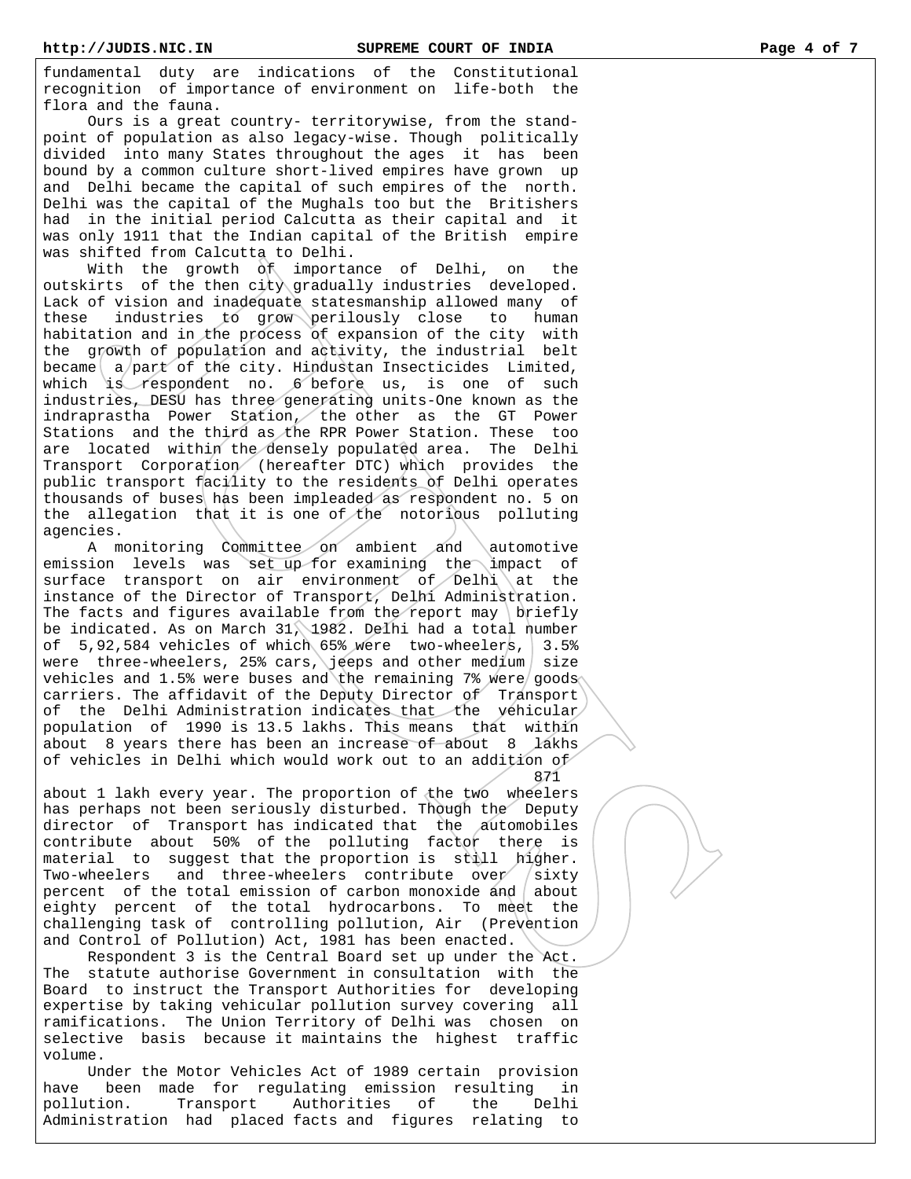fundamental duty are indications of the Constitutional recognition of importance of environment on life-both the flora and the fauna.

Ours is a great country- territorywise, from the standpoint of population as also legacy-wise. Though politically divided into many States throughout the ages it has been bound by a common culture short-lived empires have grown up and Delhi became the capital of such empires of the north. Delhi was the capital of the Mughals too but the Britishers had in the initial period Calcutta as their capital and it was only 1911 that the Indian capital of the British empire was shifted from Calcutta to Delhi.

With the growth of importance of Delhi, on the outskirts of the then city gradually industries developed. Lack of vision and inadequate statesmanship allowed many of these industries to grow perilously close to human habitation and in the process of expansion of the city with the growth of population and activity, the industrial belt became a part of the city. Hindustan Insecticides Limited, which is respondent no. 6 before us, is one of such industries, DESU has three generating units-One known as the indraprastha Power Station, the other as the GT Power Stations and the third as the RPR Power Station. These too are located within the densely populated area. The Delhi Transport Corporation (hereafter DTC) which provides the public transport facility to the residents of Delhi operates thousands of buses has been impleaded as respondent no. 5 on the allegation that it is one of the notorious polluting agencies.

A monitoring Committee on ambient and automotive emission levels was set up for examining the impact of surface transport on air environment of Delhi at the instance of the Director of Transport, Delhi Administration. The facts and figures available from the report may briefly be indicated. As on March 31, 1982. Delhi had a total number of 5,92,584 vehicles of which 65% were two-wheelers, 3.5% were three-wheelers, 25% cars, jeeps and other medium size vehicles and 1.5% were buses and the remaining 7% were goods carriers. The affidavit of the Deputy Director of Transport of the Delhi Administration indicates that the vehicular population of 1990 is 13.5 lakhs. This means that within about 8 years there has been an increase of about 8 lakhs of vehicles in Delhi which would work out to an addition of about 1 lakh every year. The proportion of the two wheelers has perhaps not been seriously disturbed. Though the Deputy director of Transport has indicated that the automobiles contribute about 50% of the polluting factor there is material to suggest that the proportion is still higher. Two-wheelers and three-wheelers contribute over sixty percent of the total emission of carbon monoxide and about eighty percent of the total hydrocarbons. To meet the challenging task of controlling pollution, Air (Prevention and Control of Pollution) Act, 1981 has been enacted.

Respondent 3 is the Central Board set up under the Act. The statute authorise Government in consultation with the Board to instruct the Transport Authorities for developing expertise by taking vehicular pollution survey covering all ramifications. The Union Territory of Delhi was chosen on selective basis because it maintains the highest traffic volume.

Under the Motor Vehicles Act of 1989 certain provision have been made for regulating emission resulting in pollution. Transport Authorities of the Delhi Administration had placed facts and figures relating to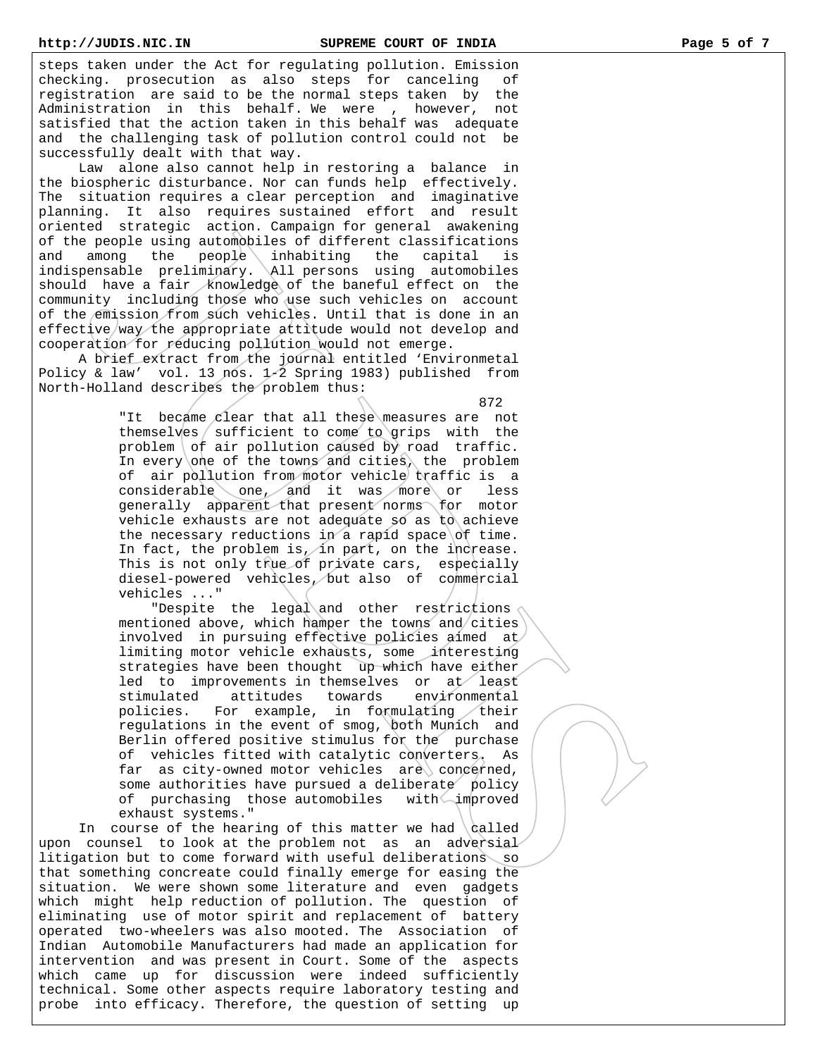steps taken under the Act for regulating pollution. Emission checking. prosecution as also steps for canceling of registration are said to be the normal steps taken by the Administration in this behalf. We were , however, not satisfied that the action taken in this behalf was adequate and the challenging task of pollution control could not be successfully dealt with that way.

Law alone also cannot help in restoring a balance in the biospheric disturbance. Nor can funds help effectively. The situation requires a clear perception and imaginative planning. It also requires sustained effort and result oriented strategic action. Campaign for general awakening of the people using automobiles of different classifications and among the people inhabiting the capital is indispensable preliminary. All persons using automobiles should have a fair knowledge of the baneful effect on the community including those who use such vehicles on account of the emission from such vehicles. Until that is done in an effective way the appropriate attitude would not develop and cooperation for reducing pollution would not emerge.

A brief extract from the journal entitled 'Environmetal Policy & law' vol. 13 nos. 1-2 Spring 1983) published from North-Holland describes the problem thus:

872

> "It became clear that all these measures are not themselves sufficient to come to grips with the problem of air pollution caused by road traffic. In every one of the towns and cities, the problem of air pollution from motor vehicle traffic is a considerable one, and it was more or less generally apparent that present norms for motor vehicle exhausts are not adequate so as to achieve the necessary reductions in a rapid space of time. In fact, the problem is, in part, on the increase. This is not only true of private cars, especially diesel-powered vehicles, but also of commercial vehicles ..."
>
> "Despite the legal and other restrictions mentioned above, which hamper the towns and cities involved in pursuing effective policies aimed at limiting motor vehicle exhausts, some interesting strategies have been thought up which have either led to improvements in themselves or at least stimulated attitudes towards environmental policies. For example, in formulating their regulations in the event of smog, both Munich and Berlin offered positive stimulus for the purchase of vehicles fitted with catalytic converters. As far as city-owned motor vehicles are concerned, some authorities have pursued a deliberate policy of purchasing those automobiles with improved exhaust systems."

In course of the hearing of this matter we had called upon counsel to look at the problem not as an adversial litigation but to come forward with useful deliberations so that something concreate could finally emerge for easing the situation. We were shown some literature and even gadgets which might help reduction of pollution. The question of eliminating use of motor spirit and replacement of battery operated two-wheelers was also mooted. The Association of Indian Automobile Manufacturers had made an application for intervention and was present in Court. Some of the aspects which came up for discussion were indeed sufficiently technical. Some other aspects require laboratory testing and probe into efficacy. Therefore, the question of setting up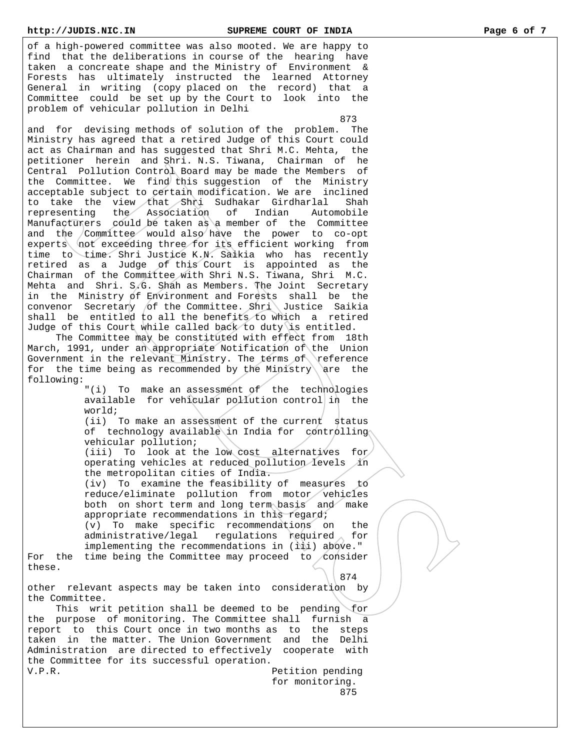of a high-powered committee was also mooted. We are happy to find that the deliberations in course of the hearing have taken a concreate shape and the Ministry of Environment & Forests has ultimately instructed the learned Attorney General in writing (copy placed on the record) that a Committee could be set up by the Court to look into the problem of vehicular pollution in Delhi

873

and for devising methods of solution of the problem. The Ministry has agreed that a retired Judge of this Court could act as Chairman and has suggested that Shri M.C. Mehta, the petitioner herein and Shri. N.S. Tiwana, Chairman of he Central Pollution Control Board may be made the Members of the Committee. We find this suggestion of the Ministry acceptable subject to certain modification. We are inclined to take the view that Shri Sudhakar Girdharlal Shah representing the Association of Indian Automobile Manufacturers could be taken as a member of the Committee and the Committee would also have the power to co-opt experts not exceeding three for its efficient working from time to time. Shri Justice K.N. Saikia who has recently retired as a Judge of this Court is appointed as the Chairman of the Committee with Shri N.S. Tiwana, Shri M.C. Mehta and Shri. S.G. Shah as Members. The Joint Secretary in the Ministry of Environment and Forests shall be the convenor Secretary of the Committee. Shri Justice Saikia shall be entitled to all the benefits to which a retired Judge of this Court while called back to duty is entitled.

The Committee may be constituted with effect from 18th March, 1991, under an appropriate Notification of the Union Government in the relevant Ministry. The terms of reference for the time being as recommended by the Ministry are the following:

> "(i) To make an assessment of the technologies available for vehicular pollution control in the world;
>
> (ii) To make an assessment of the current status of technology available in India for controlling vehicular pollution;
>
> (iii) To look at the low cost alternatives for operating vehicles at reduced pollution levels in the metropolitan cities of India.
>
> (iv) To examine the feasibility of measures to reduce/eliminate pollution from motor vehicles both on short term and long term basis and make appropriate recommendations in this regard;
>
> (v) To make specific recommendations on the administrative/legal regulations required for implementing the recommendations in (iii) above."

For the time being the Committee may proceed to consider these.

874

other relevant aspects may be taken into consideration by the Committee.

This writ petition shall be deemed to be pending for the purpose of monitoring. The Committee shall furnish a report to this Court once in two months as to the steps taken in the matter. The Union Government and the Delhi Administration are directed to effectively cooperate with the Committee for its successful operation.

V.P.R. Petition pending for monitoring.

875